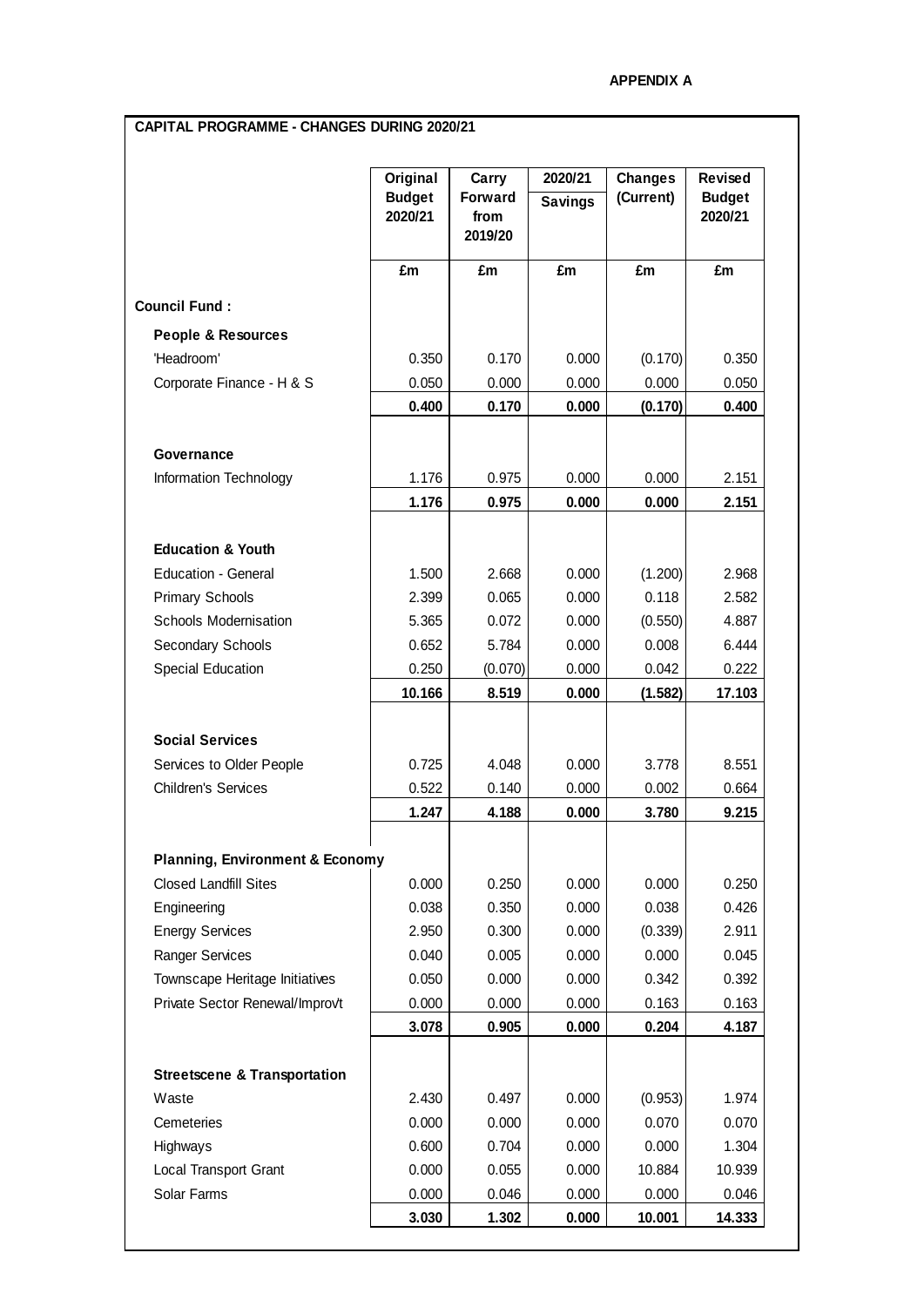**APPENDIX A**

## CAPITAL PROGRAMME - CHANGES DURING 2020/21

| | Original Budget 2020/21 | Carry Forward from 2019/20 | 2020/21 Savings | Changes (Current) | Revised Budget 2020/21 |
|---|---|---|---|---|---|
| | £m | £m | £m | £m | £m |
| **Council Fund :** | | | | | |
| **People & Resources** | | | | | |
| 'Headroom' | 0.350 | 0.170 | 0.000 | (0.170) | 0.350 |
| Corporate Finance - H & S | 0.050 | 0.000 | 0.000 | 0.000 | 0.050 |
| | **0.400** | **0.170** | **0.000** | **(0.170)** | **0.400** |
| **Governance** | | | | | |
| Information Technology | 1.176 | 0.975 | 0.000 | 0.000 | 2.151 |
| | **1.176** | **0.975** | **0.000** | **0.000** | **2.151** |
| **Education & Youth** | | | | | |
| Education - General | 1.500 | 2.668 | 0.000 | (1.200) | 2.968 |
| Primary Schools | 2.399 | 0.065 | 0.000 | 0.118 | 2.582 |
| Schools Modernisation | 5.365 | 0.072 | 0.000 | (0.550) | 4.887 |
| Secondary Schools | 0.652 | 5.784 | 0.000 | 0.008 | 6.444 |
| Special Education | 0.250 | (0.070) | 0.000 | 0.042 | 0.222 |
| | **10.166** | **8.519** | **0.000** | **(1.582)** | **17.103** |
| **Social Services** | | | | | |
| Services to Older People | 0.725 | 4.048 | 0.000 | 3.778 | 8.551 |
| Children's Services | 0.522 | 0.140 | 0.000 | 0.002 | 0.664 |
| | **1.247** | **4.188** | **0.000** | **3.780** | **9.215** |
| **Planning, Environment & Economy** | | | | | |
| Closed Landfill Sites | 0.000 | 0.250 | 0.000 | 0.000 | 0.250 |
| Engineering | 0.038 | 0.350 | 0.000 | 0.038 | 0.426 |
| Energy Services | 2.950 | 0.300 | 0.000 | (0.339) | 2.911 |
| Ranger Services | 0.040 | 0.005 | 0.000 | 0.000 | 0.045 |
| Townscape Heritage Initiatives | 0.050 | 0.000 | 0.000 | 0.342 | 0.392 |
| Private Sector Renewal/Improv't | 0.000 | 0.000 | 0.000 | 0.163 | 0.163 |
| | **3.078** | **0.905** | **0.000** | **0.204** | **4.187** |
| **Streetscene & Transportation** | | | | | |
| Waste | 2.430 | 0.497 | 0.000 | (0.953) | 1.974 |
| Cemeteries | 0.000 | 0.000 | 0.000 | 0.070 | 0.070 |
| Highways | 0.600 | 0.704 | 0.000 | 0.000 | 1.304 |
| Local Transport Grant | 0.000 | 0.055 | 0.000 | 10.884 | 10.939 |
| Solar Farms | 0.000 | 0.046 | 0.000 | 0.000 | 0.046 |
| | **3.030** | **1.302** | **0.000** | **10.001** | **14.333** |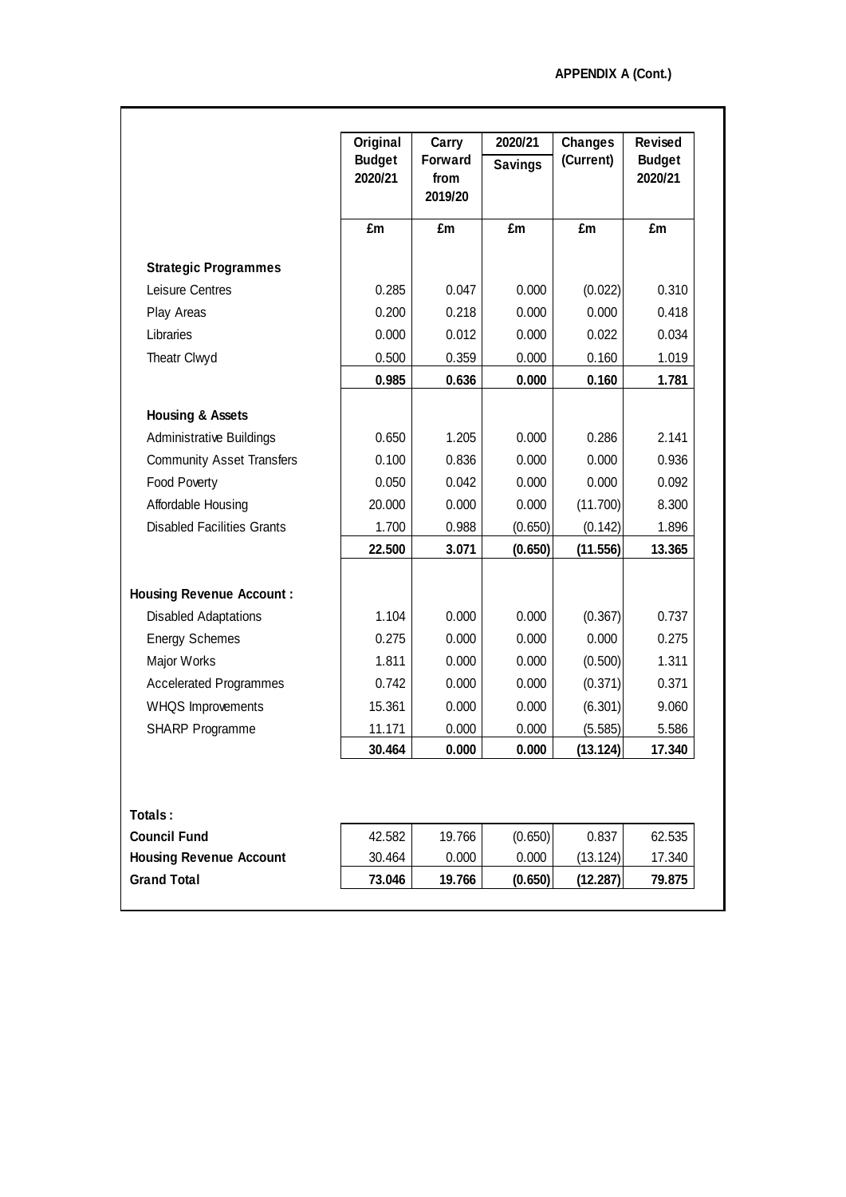**APPENDIX A (Cont.)**

| | Original Budget 2020/21 | Carry Forward from 2019/20 | 2020/21 Savings | Changes (Current) | Revised Budget 2020/21 |
|---|---|---|---|---|---|
| | £m | £m | £m | £m | £m |
| **Strategic Programmes** | | | | | |
| Leisure Centres | 0.285 | 0.047 | 0.000 | (0.022) | 0.310 |
| Play Areas | 0.200 | 0.218 | 0.000 | 0.000 | 0.418 |
| Libraries | 0.000 | 0.012 | 0.000 | 0.022 | 0.034 |
| Theatr Clwyd | 0.500 | 0.359 | 0.000 | 0.160 | 1.019 |
| | **0.985** | **0.636** | **0.000** | **0.160** | **1.781** |
| **Housing & Assets** | | | | | |
| Administrative Buildings | 0.650 | 1.205 | 0.000 | 0.286 | 2.141 |
| Community Asset Transfers | 0.100 | 0.836 | 0.000 | 0.000 | 0.936 |
| Food Poverty | 0.050 | 0.042 | 0.000 | 0.000 | 0.092 |
| Affordable Housing | 20.000 | 0.000 | 0.000 | (11.700) | 8.300 |
| Disabled Facilities Grants | 1.700 | 0.988 | (0.650) | (0.142) | 1.896 |
| | **22.500** | **3.071** | **(0.650)** | **(11.556)** | **13.365** |
| **Housing Revenue Account :** | | | | | |
| Disabled Adaptations | 1.104 | 0.000 | 0.000 | (0.367) | 0.737 |
| Energy Schemes | 0.275 | 0.000 | 0.000 | 0.000 | 0.275 |
| Major Works | 1.811 | 0.000 | 0.000 | (0.500) | 1.311 |
| Accelerated Programmes | 0.742 | 0.000 | 0.000 | (0.371) | 0.371 |
| WHQS Improvements | 15.361 | 0.000 | 0.000 | (6.301) | 9.060 |
| SHARP Programme | 11.171 | 0.000 | 0.000 | (5.585) | 5.586 |
| | **30.464** | **0.000** | **0.000** | **(13.124)** | **17.340** |
| **Totals :** | | | | | |
| **Council Fund** | 42.582 | 19.766 | (0.650) | 0.837 | 62.535 |
| **Housing Revenue Account** | 30.464 | 0.000 | 0.000 | (13.124) | 17.340 |
| **Grand Total** | **73.046** | **19.766** | **(0.650)** | **(12.287)** | **79.875** |